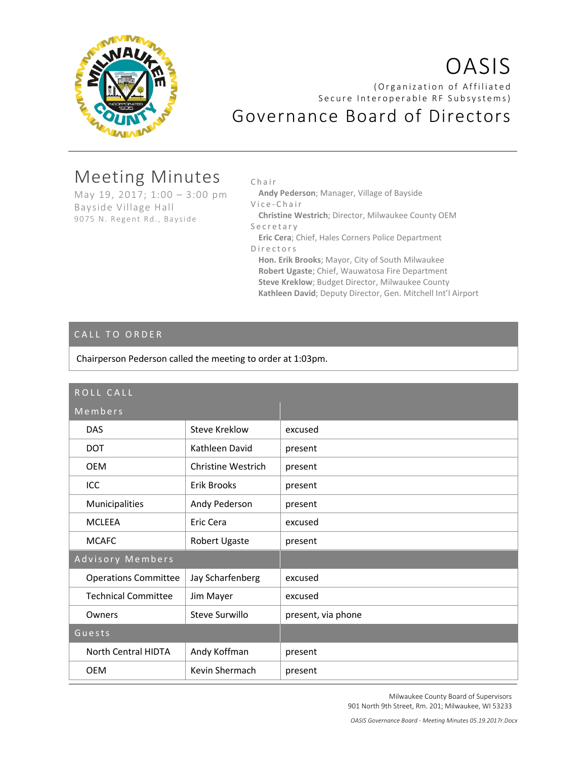# OASIS

(Organization of Affiliated Secure Interoperable RF Subsystems)

## Governance Board of Directors

## Meeting Minutes

May 19, 2017; 1:00 – 3:00 pm
Bayside Village Hall
9075 N. Regent Rd., Bayside

**Chair**
**Andy Pederson**; Manager, Village of Bayside

**Vice-Chair**
**Christine Westrich**; Director, Milwaukee County OEM

**Secretary**
**Eric Cera**; Chief, Hales Corners Police Department

**Directors**
**Hon. Erik Brooks**; Mayor, City of South Milwaukee
**Robert Ugaste**; Chief, Wauwatosa Fire Department
**Steve Kreklow**; Budget Director, Milwaukee County
**Kathleen David**; Deputy Director, Gen. Mitchell Int'l Airport

### CALL TO ORDER

Chairperson Pederson called the meeting to order at 1:03pm.

### ROLL CALL

| Members | | |
|---|---|---|
| DAS | Steve Kreklow | excused |
| DOT | Kathleen David | present |
| OEM | Christine Westrich | present |
| ICC | Erik Brooks | present |
| Municipalities | Andy Pederson | present |
| MCLEEA | Eric Cera | excused |
| MCAFC | Robert Ugaste | present |
| **Advisory Members** | | |
| Operations Committee | Jay Scharfenberg | excused |
| Technical Committee | Jim Mayer | excused |
| Owners | Steve Surwillo | present, via phone |
| **Guests** | | |
| North Central HIDTA | Andy Koffman | present |
| OEM | Kevin Shermach | present |

Milwaukee County Board of Supervisors
901 North 9th Street, Rm. 201; Milwaukee, WI 53233

*OASIS Governance Board - Meeting Minutes 05.19.2017r.Docx*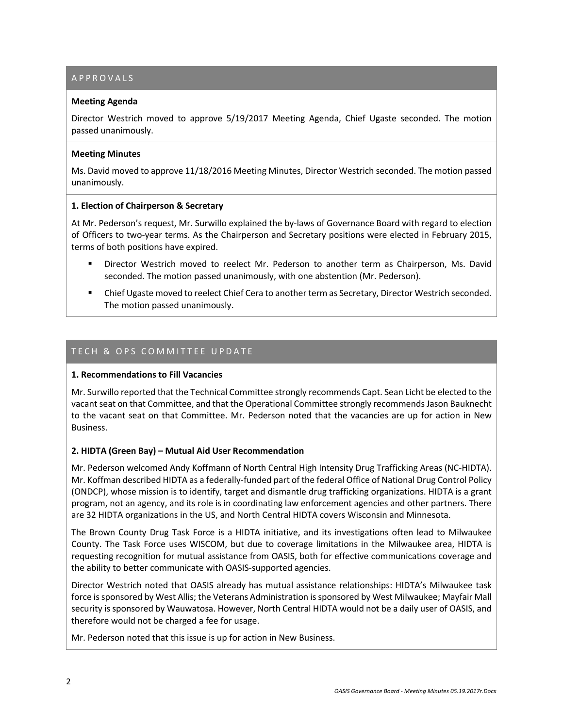## APPROVALS

**Meeting Agenda**

Director Westrich moved to approve 5/19/2017 Meeting Agenda, Chief Ugaste seconded. The motion passed unanimously.

**Meeting Minutes**

Ms. David moved to approve 11/18/2016 Meeting Minutes, Director Westrich seconded. The motion passed unanimously.

**1. Election of Chairperson & Secretary**

At Mr. Pederson's request, Mr. Surwillo explained the by-laws of Governance Board with regard to election of Officers to two-year terms. As the Chairperson and Secretary positions were elected in February 2015, terms of both positions have expired.

- Director Westrich moved to reelect Mr. Pederson to another term as Chairperson, Ms. David seconded. The motion passed unanimously, with one abstention (Mr. Pederson).
- Chief Ugaste moved to reelect Chief Cera to another term as Secretary, Director Westrich seconded. The motion passed unanimously.

## TECH & OPS COMMITTEE UPDATE

**1. Recommendations to Fill Vacancies**

Mr. Surwillo reported that the Technical Committee strongly recommends Capt. Sean Licht be elected to the vacant seat on that Committee, and that the Operational Committee strongly recommends Jason Bauknecht to the vacant seat on that Committee. Mr. Pederson noted that the vacancies are up for action in New Business.

**2. HIDTA (Green Bay) – Mutual Aid User Recommendation**

Mr. Pederson welcomed Andy Koffmann of North Central High Intensity Drug Trafficking Areas (NC-HIDTA). Mr. Koffman described HIDTA as a federally-funded part of the federal Office of National Drug Control Policy (ONDCP), whose mission is to identify, target and dismantle drug trafficking organizations. HIDTA is a grant program, not an agency, and its role is in coordinating law enforcement agencies and other partners. There are 32 HIDTA organizations in the US, and North Central HIDTA covers Wisconsin and Minnesota.

The Brown County Drug Task Force is a HIDTA initiative, and its investigations often lead to Milwaukee County. The Task Force uses WISCOM, but due to coverage limitations in the Milwaukee area, HIDTA is requesting recognition for mutual assistance from OASIS, both for effective communications coverage and the ability to better communicate with OASIS-supported agencies.

Director Westrich noted that OASIS already has mutual assistance relationships: HIDTA's Milwaukee task force is sponsored by West Allis; the Veterans Administration is sponsored by West Milwaukee; Mayfair Mall security is sponsored by Wauwatosa. However, North Central HIDTA would not be a daily user of OASIS, and therefore would not be charged a fee for usage.

Mr. Pederson noted that this issue is up for action in New Business.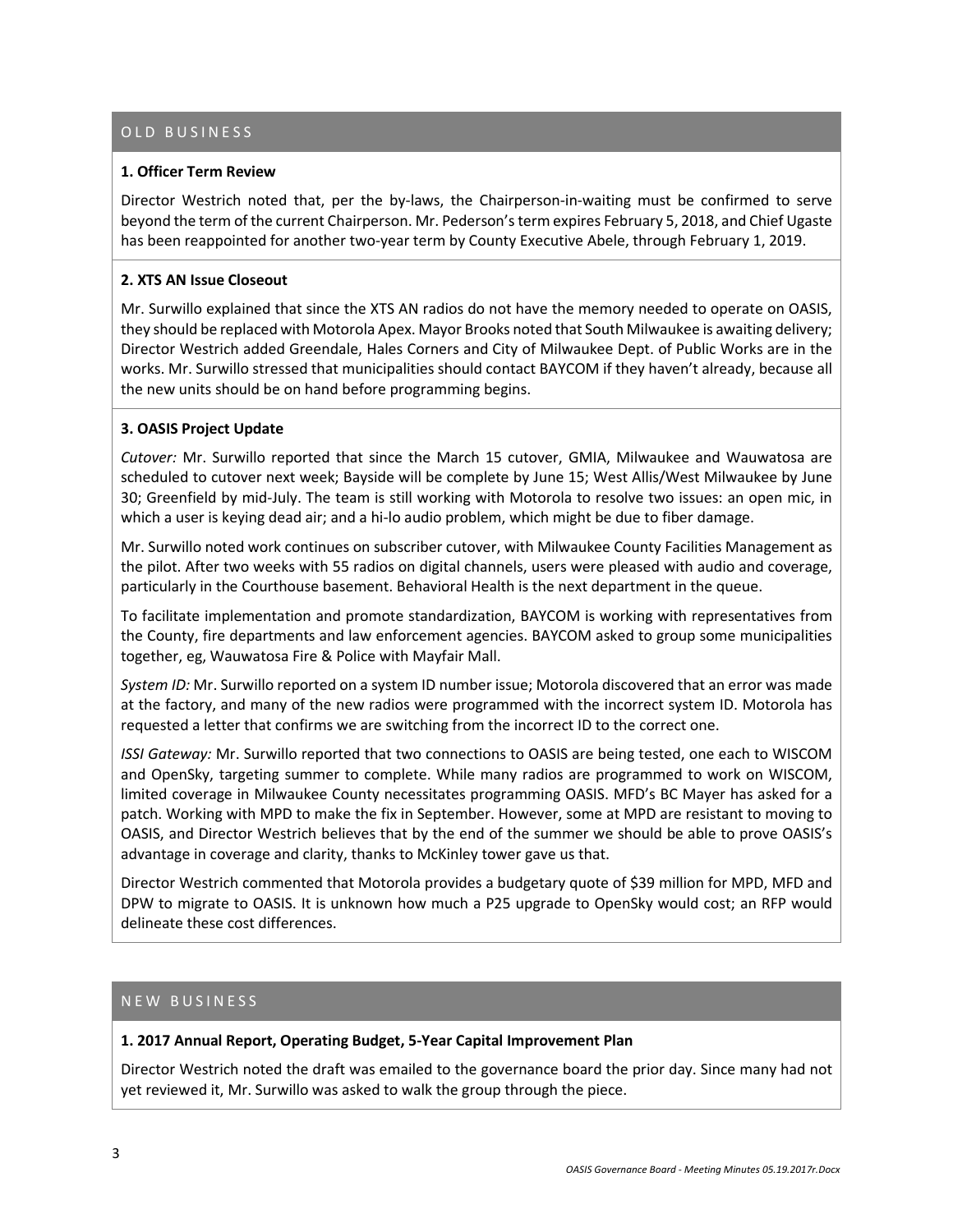## OLD BUSINESS

### 1. Officer Term Review

Director Westrich noted that, per the by-laws, the Chairperson-in-waiting must be confirmed to serve beyond the term of the current Chairperson. Mr. Pederson's term expires February 5, 2018, and Chief Ugaste has been reappointed for another two-year term by County Executive Abele, through February 1, 2019.

### 2. XTS AN Issue Closeout

Mr. Surwillo explained that since the XTS AN radios do not have the memory needed to operate on OASIS, they should be replaced with Motorola Apex. Mayor Brooks noted that South Milwaukee is awaiting delivery; Director Westrich added Greendale, Hales Corners and City of Milwaukee Dept. of Public Works are in the works. Mr. Surwillo stressed that municipalities should contact BAYCOM if they haven't already, because all the new units should be on hand before programming begins.

### 3. OASIS Project Update

*Cutover:* Mr. Surwillo reported that since the March 15 cutover, GMIA, Milwaukee and Wauwatosa are scheduled to cutover next week; Bayside will be complete by June 15; West Allis/West Milwaukee by June 30; Greenfield by mid-July. The team is still working with Motorola to resolve two issues: an open mic, in which a user is keying dead air; and a hi-lo audio problem, which might be due to fiber damage.

Mr. Surwillo noted work continues on subscriber cutover, with Milwaukee County Facilities Management as the pilot. After two weeks with 55 radios on digital channels, users were pleased with audio and coverage, particularly in the Courthouse basement. Behavioral Health is the next department in the queue.

To facilitate implementation and promote standardization, BAYCOM is working with representatives from the County, fire departments and law enforcement agencies. BAYCOM asked to group some municipalities together, eg, Wauwatosa Fire & Police with Mayfair Mall.

*System ID:* Mr. Surwillo reported on a system ID number issue; Motorola discovered that an error was made at the factory, and many of the new radios were programmed with the incorrect system ID. Motorola has requested a letter that confirms we are switching from the incorrect ID to the correct one.

*ISSI Gateway:* Mr. Surwillo reported that two connections to OASIS are being tested, one each to WISCOM and OpenSky, targeting summer to complete. While many radios are programmed to work on WISCOM, limited coverage in Milwaukee County necessitates programming OASIS. MFD's BC Mayer has asked for a patch. Working with MPD to make the fix in September. However, some at MPD are resistant to moving to OASIS, and Director Westrich believes that by the end of the summer we should be able to prove OASIS's advantage in coverage and clarity, thanks to McKinley tower gave us that.

Director Westrich commented that Motorola provides a budgetary quote of $39 million for MPD, MFD and DPW to migrate to OASIS. It is unknown how much a P25 upgrade to OpenSky would cost; an RFP would delineate these cost differences.

## NEW BUSINESS

### 1. 2017 Annual Report, Operating Budget, 5-Year Capital Improvement Plan

Director Westrich noted the draft was emailed to the governance board the prior day. Since many had not yet reviewed it, Mr. Surwillo was asked to walk the group through the piece.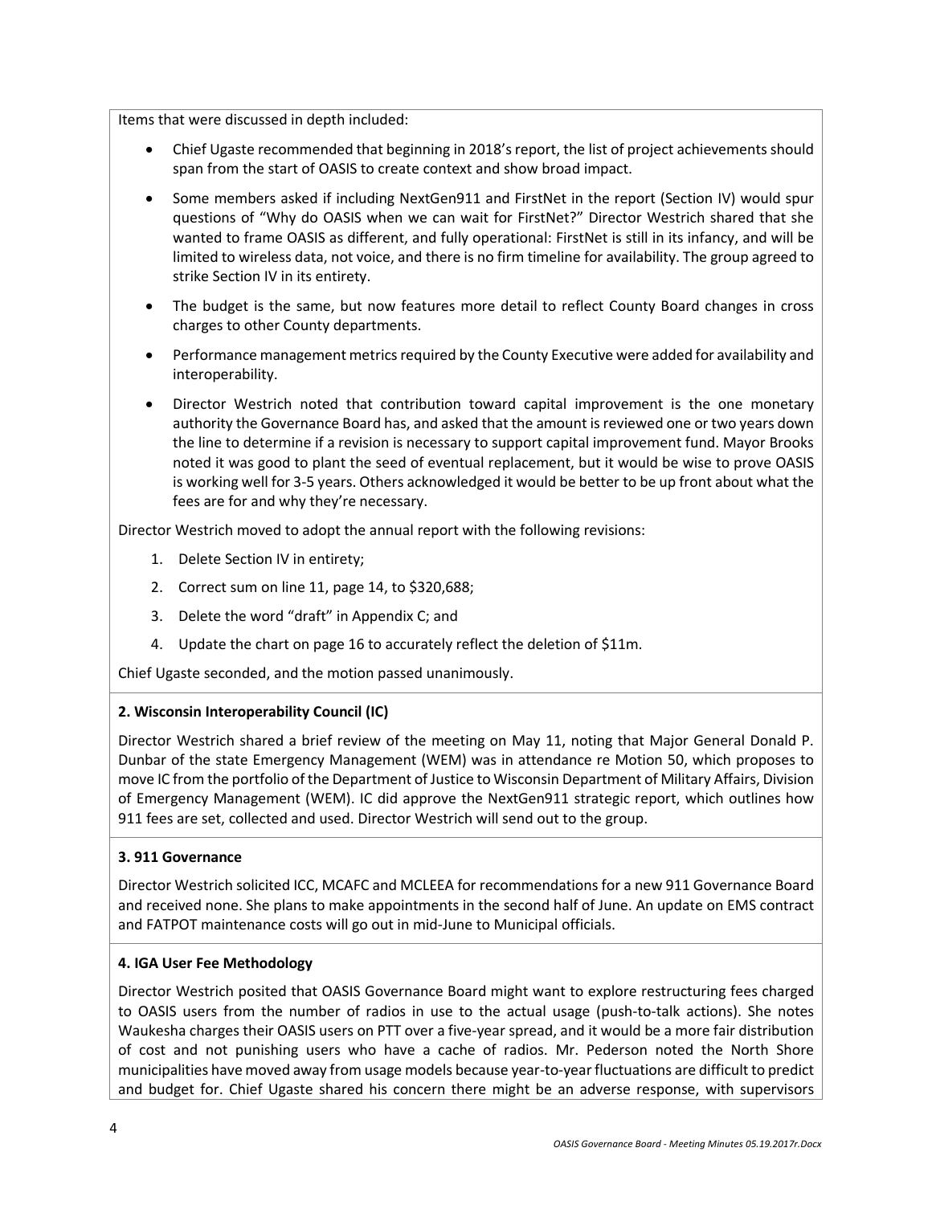Items that were discussed in depth included:

- Chief Ugaste recommended that beginning in 2018's report, the list of project achievements should span from the start of OASIS to create context and show broad impact.
- Some members asked if including NextGen911 and FirstNet in the report (Section IV) would spur questions of "Why do OASIS when we can wait for FirstNet?" Director Westrich shared that she wanted to frame OASIS as different, and fully operational: FirstNet is still in its infancy, and will be limited to wireless data, not voice, and there is no firm timeline for availability. The group agreed to strike Section IV in its entirety.
- The budget is the same, but now features more detail to reflect County Board changes in cross charges to other County departments.
- Performance management metrics required by the County Executive were added for availability and interoperability.
- Director Westrich noted that contribution toward capital improvement is the one monetary authority the Governance Board has, and asked that the amount is reviewed one or two years down the line to determine if a revision is necessary to support capital improvement fund. Mayor Brooks noted it was good to plant the seed of eventual replacement, but it would be wise to prove OASIS is working well for 3-5 years. Others acknowledged it would be better to be up front about what the fees are for and why they're necessary.

Director Westrich moved to adopt the annual report with the following revisions:

1. Delete Section IV in entirety;
2. Correct sum on line 11, page 14, to $320,688;
3. Delete the word "draft" in Appendix C; and
4. Update the chart on page 16 to accurately reflect the deletion of $11m.

Chief Ugaste seconded, and the motion passed unanimously.

**2. Wisconsin Interoperability Council (IC)**

Director Westrich shared a brief review of the meeting on May 11, noting that Major General Donald P. Dunbar of the state Emergency Management (WEM) was in attendance re Motion 50, which proposes to move IC from the portfolio of the Department of Justice to Wisconsin Department of Military Affairs, Division of Emergency Management (WEM). IC did approve the NextGen911 strategic report, which outlines how 911 fees are set, collected and used. Director Westrich will send out to the group.

**3. 911 Governance**

Director Westrich solicited ICC, MCAFC and MCLEEA for recommendations for a new 911 Governance Board and received none. She plans to make appointments in the second half of June. An update on EMS contract and FATPOT maintenance costs will go out in mid-June to Municipal officials.

**4. IGA User Fee Methodology**

Director Westrich posited that OASIS Governance Board might want to explore restructuring fees charged to OASIS users from the number of radios in use to the actual usage (push-to-talk actions). She notes Waukesha charges their OASIS users on PTT over a five-year spread, and it would be a more fair distribution of cost and not punishing users who have a cache of radios. Mr. Pederson noted the North Shore municipalities have moved away from usage models because year-to-year fluctuations are difficult to predict and budget for. Chief Ugaste shared his concern there might be an adverse response, with supervisors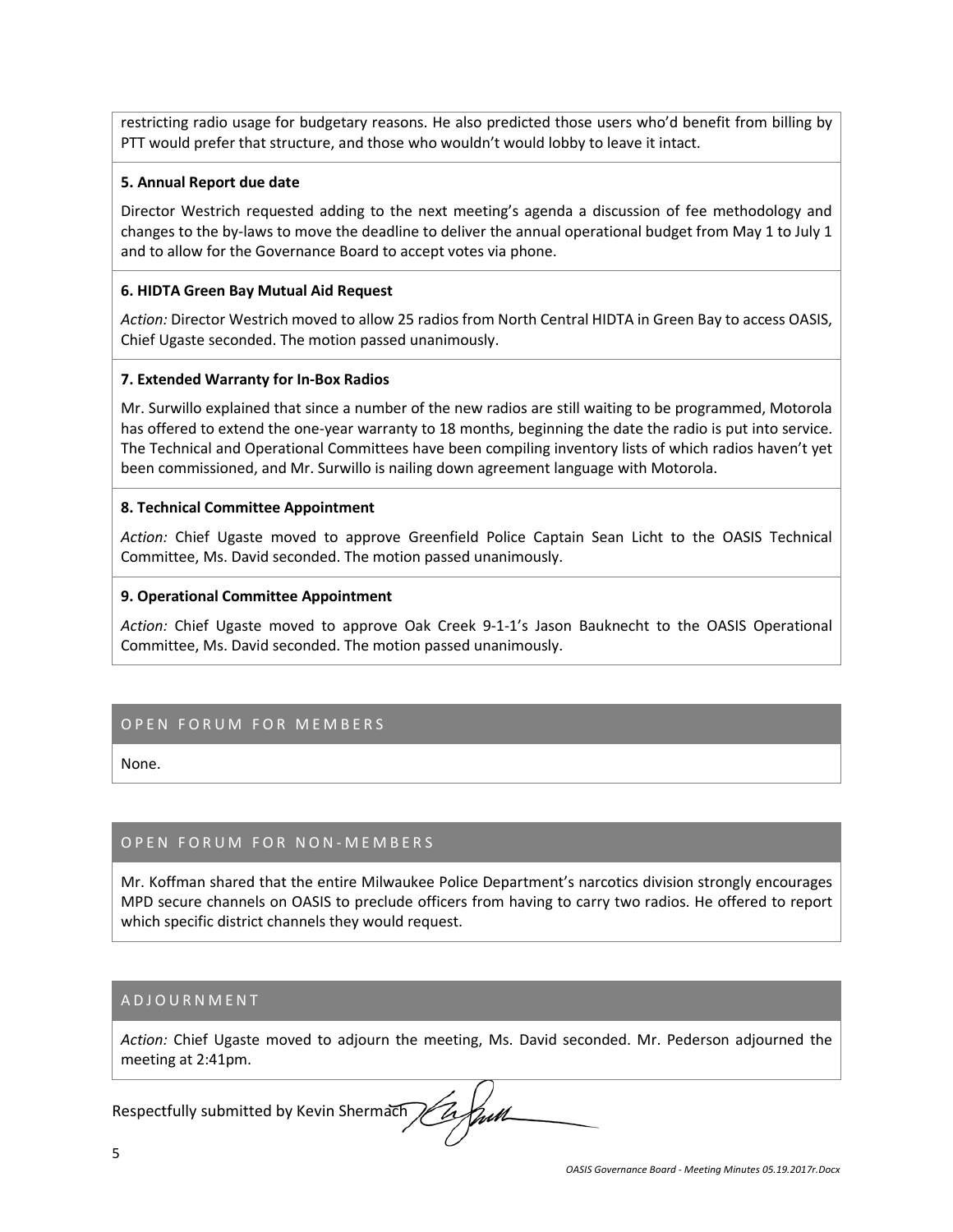restricting radio usage for budgetary reasons. He also predicted those users who'd benefit from billing by PTT would prefer that structure, and those who wouldn't would lobby to leave it intact.

**5. Annual Report due date**

Director Westrich requested adding to the next meeting's agenda a discussion of fee methodology and changes to the by-laws to move the deadline to deliver the annual operational budget from May 1 to July 1 and to allow for the Governance Board to accept votes via phone.

**6. HIDTA Green Bay Mutual Aid Request**

*Action:* Director Westrich moved to allow 25 radios from North Central HIDTA in Green Bay to access OASIS, Chief Ugaste seconded. The motion passed unanimously.

**7. Extended Warranty for In-Box Radios**

Mr. Surwillo explained that since a number of the new radios are still waiting to be programmed, Motorola has offered to extend the one-year warranty to 18 months, beginning the date the radio is put into service. The Technical and Operational Committees have been compiling inventory lists of which radios haven't yet been commissioned, and Mr. Surwillo is nailing down agreement language with Motorola.

**8. Technical Committee Appointment**

*Action:* Chief Ugaste moved to approve Greenfield Police Captain Sean Licht to the OASIS Technical Committee, Ms. David seconded. The motion passed unanimously.

**9. Operational Committee Appointment**

*Action:* Chief Ugaste moved to approve Oak Creek 9-1-1's Jason Bauknecht to the OASIS Operational Committee, Ms. David seconded. The motion passed unanimously.

## OPEN FORUM FOR MEMBERS

None.

## OPEN FORUM FOR NON-MEMBERS

Mr. Koffman shared that the entire Milwaukee Police Department's narcotics division strongly encourages MPD secure channels on OASIS to preclude officers from having to carry two radios. He offered to report which specific district channels they would request.

## ADJOURNMENT

*Action:* Chief Ugaste moved to adjourn the meeting, Ms. David seconded. Mr. Pederson adjourned the meeting at 2:41pm.

Respectfully submitted by Kevin Shermach